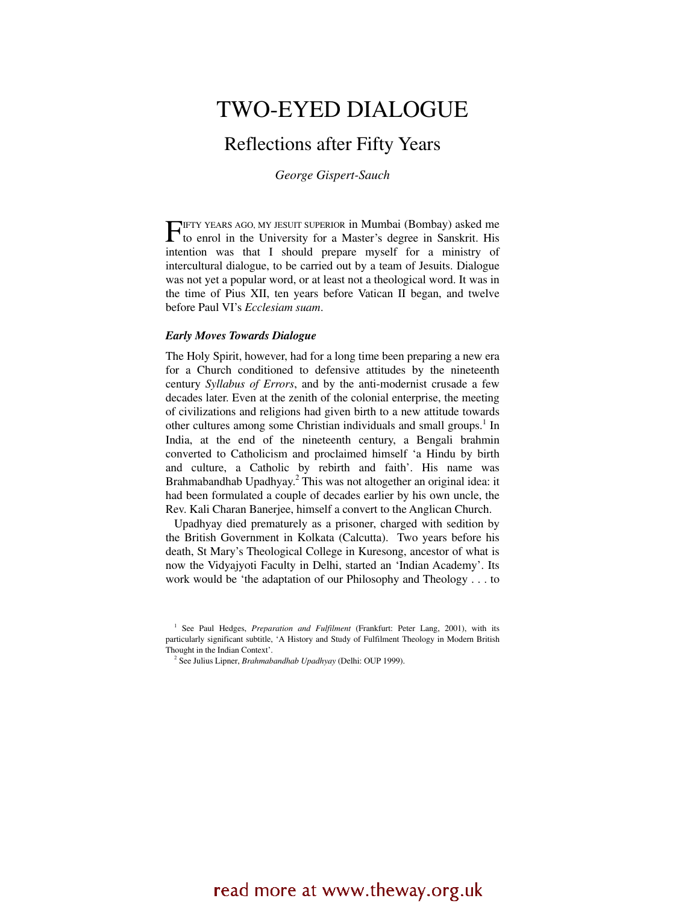# TWO-EYED DIALOGUE

## Reflections after Fifty Years

*George Gispert-Sauch*

FIFTY YEARS AGO, MY JESUIT SUPERIOR in Mumbai (Bombay) asked me to enrol in the University for a Master's degree in Sanskrit. His intention was that I should prepare myself for a ministry of intercultural dialogue, to be carried out by a team of Jesuits. Dialogue was not yet a popular word, or at least not a theological word. It was in the time of Pius XII, ten years before Vatican II began, and twelve before Paul VI's *Ecclesiam suam*.

### *Early Moves Towards Dialogue*

The Holy Spirit, however, had for a long time been preparing a new era for a Church conditioned to defensive attitudes by the nineteenth century *Syllabus of Errors*, and by the anti-modernist crusade a few decades later. Even at the zenith of the colonial enterprise, the meeting of civilizations and religions had given birth to a new attitude towards other cultures among some Christian individuals and small groups.[1] In India, at the end of the nineteenth century, a Bengali brahmin converted to Catholicism and proclaimed himself 'a Hindu by birth and culture, a Catholic by rebirth and faith'. His name was Brahmabandhab Upadhyay.[2] This was not altogether an original idea: it had been formulated a couple of decades earlier by his own uncle, the Rev. Kali Charan Banerjee, himself a convert to the Anglican Church.

Upadhyay died prematurely as a prisoner, charged with sedition by the British Government in Kolkata (Calcutta). Two years before his death, St Mary's Theological College in Kuresong, ancestor of what is now the Vidyajyoti Faculty in Delhi, started an 'Indian Academy'. Its work would be 'the adaptation of our Philosophy and Theology . . . to

[1] See Paul Hedges, *Preparation and Fulfilment* (Frankfurt: Peter Lang, 2001), with its particularly significant subtitle, 'A History and Study of Fulfilment Theology in Modern British Thought in the Indian Context'.

[2] See Julius Lipner, *Brahmabandhab Upadhyay* (Delhi: OUP 1999).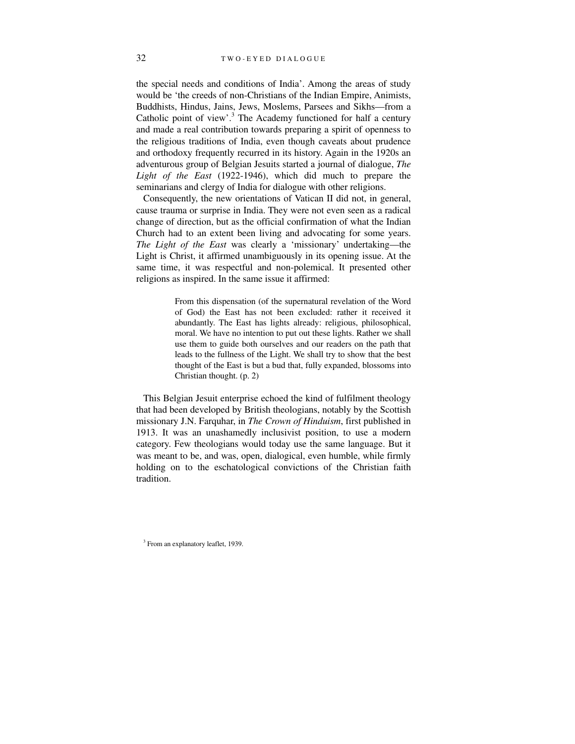the special needs and conditions of India'. Among the areas of study would be 'the creeds of non-Christians of the Indian Empire, Animists, Buddhists, Hindus, Jains, Jews, Moslems, Parsees and Sikhs—from a Catholic point of view'.[3] The Academy functioned for half a century and made a real contribution towards preparing a spirit of openness to the religious traditions of India, even though caveats about prudence and orthodoxy frequently recurred in its history. Again in the 1920s an adventurous group of Belgian Jesuits started a journal of dialogue, *The Light of the East* (1922-1946), which did much to prepare the seminarians and clergy of India for dialogue with other religions.

Consequently, the new orientations of Vatican II did not, in general, cause trauma or surprise in India. They were not even seen as a radical change of direction, but as the official confirmation of what the Indian Church had to an extent been living and advocating for some years. *The Light of the East* was clearly a 'missionary' undertaking—the Light is Christ, it affirmed unambiguously in its opening issue. At the same time, it was respectful and non-polemical. It presented other religions as inspired. In the same issue it affirmed:

> From this dispensation (of the supernatural revelation of the Word of God) the East has not been excluded: rather it received it abundantly. The East has lights already: religious, philosophical, moral. We have no intention to put out these lights. Rather we shall use them to guide both ourselves and our readers on the path that leads to the fullness of the Light. We shall try to show that the best thought of the East is but a bud that, fully expanded, blossoms into Christian thought. (p. 2)

This Belgian Jesuit enterprise echoed the kind of fulfilment theology that had been developed by British theologians, notably by the Scottish missionary J.N. Farquhar, in *The Crown of Hinduism*, first published in 1913. It was an unashamedly inclusivist position, to use a modern category. Few theologians would today use the same language. But it was meant to be, and was, open, dialogical, even humble, while firmly holding on to the eschatological convictions of the Christian faith tradition.

[3] From an explanatory leaflet, 1939.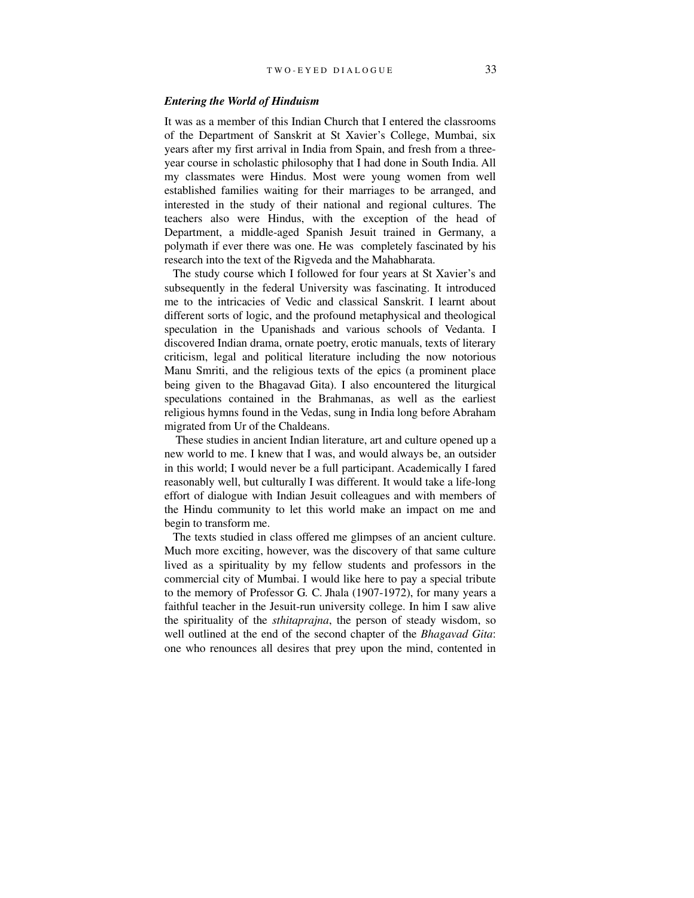### *Entering the World of Hinduism*

It was as a member of this Indian Church that I entered the classrooms of the Department of Sanskrit at St Xavier's College, Mumbai, six years after my first arrival in India from Spain, and fresh from a three-year course in scholastic philosophy that I had done in South India. All my classmates were Hindus. Most were young women from well established families waiting for their marriages to be arranged, and interested in the study of their national and regional cultures. The teachers also were Hindus, with the exception of the head of Department, a middle-aged Spanish Jesuit trained in Germany, a polymath if ever there was one. He was completely fascinated by his research into the text of the Rigveda and the Mahabharata.

The study course which I followed for four years at St Xavier's and subsequently in the federal University was fascinating. It introduced me to the intricacies of Vedic and classical Sanskrit. I learnt about different sorts of logic, and the profound metaphysical and theological speculation in the Upanishads and various schools of Vedanta. I discovered Indian drama, ornate poetry, erotic manuals, texts of literary criticism, legal and political literature including the now notorious Manu Smriti, and the religious texts of the epics (a prominent place being given to the Bhagavad Gita). I also encountered the liturgical speculations contained in the Brahmanas, as well as the earliest religious hymns found in the Vedas, sung in India long before Abraham migrated from Ur of the Chaldeans.

These studies in ancient Indian literature, art and culture opened up a new world to me. I knew that I was, and would always be, an outsider in this world; I would never be a full participant. Academically I fared reasonably well, but culturally I was different. It would take a life-long effort of dialogue with Indian Jesuit colleagues and with members of the Hindu community to let this world make an impact on me and begin to transform me.

The texts studied in class offered me glimpses of an ancient culture. Much more exciting, however, was the discovery of that same culture lived as a spirituality by my fellow students and professors in the commercial city of Mumbai. I would like here to pay a special tribute to the memory of Professor G. C. Jhala (1907-1972), for many years a faithful teacher in the Jesuit-run university college. In him I saw alive the spirituality of the *sthitaprajna*, the person of steady wisdom, so well outlined at the end of the second chapter of the *Bhagavad Gita*: one who renounces all desires that prey upon the mind, contented in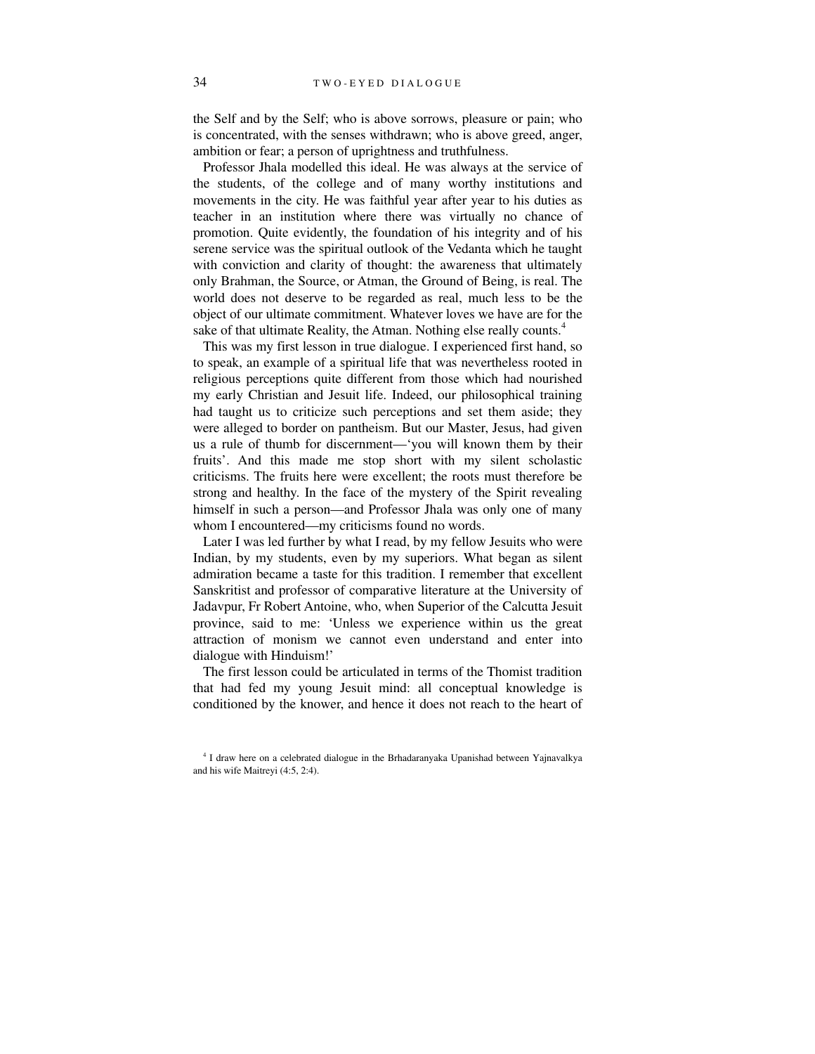the Self and by the Self; who is above sorrows, pleasure or pain; who is concentrated, with the senses withdrawn; who is above greed, anger, ambition or fear; a person of uprightness and truthfulness.

Professor Jhala modelled this ideal. He was always at the service of the students, of the college and of many worthy institutions and movements in the city. He was faithful year after year to his duties as teacher in an institution where there was virtually no chance of promotion. Quite evidently, the foundation of his integrity and of his serene service was the spiritual outlook of the Vedanta which he taught with conviction and clarity of thought: the awareness that ultimately only Brahman, the Source, or Atman, the Ground of Being, is real. The world does not deserve to be regarded as real, much less to be the object of our ultimate commitment. Whatever loves we have are for the sake of that ultimate Reality, the Atman. Nothing else really counts.[4]

This was my first lesson in true dialogue. I experienced first hand, so to speak, an example of a spiritual life that was nevertheless rooted in religious perceptions quite different from those which had nourished my early Christian and Jesuit life. Indeed, our philosophical training had taught us to criticize such perceptions and set them aside; they were alleged to border on pantheism. But our Master, Jesus, had given us a rule of thumb for discernment—'you will known them by their fruits'. And this made me stop short with my silent scholastic criticisms. The fruits here were excellent; the roots must therefore be strong and healthy. In the face of the mystery of the Spirit revealing himself in such a person—and Professor Jhala was only one of many whom I encountered—my criticisms found no words.

Later I was led further by what I read, by my fellow Jesuits who were Indian, by my students, even by my superiors. What began as silent admiration became a taste for this tradition. I remember that excellent Sanskritist and professor of comparative literature at the University of Jadavpur, Fr Robert Antoine, who, when Superior of the Calcutta Jesuit province, said to me: 'Unless we experience within us the great attraction of monism we cannot even understand and enter into dialogue with Hinduism!'

The first lesson could be articulated in terms of the Thomist tradition that had fed my young Jesuit mind: all conceptual knowledge is conditioned by the knower, and hence it does not reach to the heart of

[4] I draw here on a celebrated dialogue in the Brhadaranyaka Upanishad between Yajnavalkya and his wife Maitreyi (4:5, 2:4).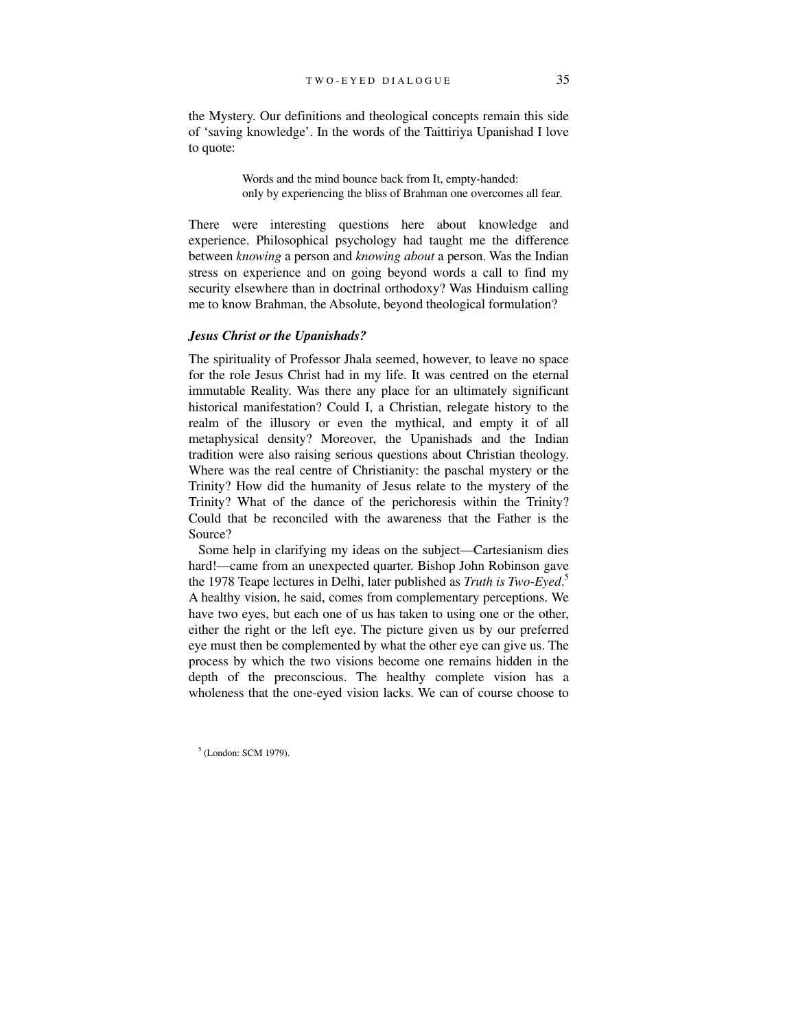the Mystery. Our definitions and theological concepts remain this side of 'saving knowledge'. In the words of the Taittiriya Upanishad I love to quote:

> Words and the mind bounce back from It, empty-handed:
> only by experiencing the bliss of Brahman one overcomes all fear.

There were interesting questions here about knowledge and experience. Philosophical psychology had taught me the difference between *knowing* a person and *knowing about* a person. Was the Indian stress on experience and on going beyond words a call to find my security elsewhere than in doctrinal orthodoxy? Was Hinduism calling me to know Brahman, the Absolute, beyond theological formulation?

### *Jesus Christ or the Upanishads?*

The spirituality of Professor Jhala seemed, however, to leave no space for the role Jesus Christ had in my life. It was centred on the eternal immutable Reality. Was there any place for an ultimately significant historical manifestation? Could I, a Christian, relegate history to the realm of the illusory or even the mythical, and empty it of all metaphysical density? Moreover, the Upanishads and the Indian tradition were also raising serious questions about Christian theology. Where was the real centre of Christianity: the paschal mystery or the Trinity? How did the humanity of Jesus relate to the mystery of the Trinity? What of the dance of the perichoresis within the Trinity? Could that be reconciled with the awareness that the Father is the Source?

Some help in clarifying my ideas on the subject—Cartesianism dies hard!—came from an unexpected quarter. Bishop John Robinson gave the 1978 Teape lectures in Delhi, later published as *Truth is Two-Eyed*.[5] A healthy vision, he said, comes from complementary perceptions. We have two eyes, but each one of us has taken to using one or the other, either the right or the left eye. The picture given us by our preferred eye must then be complemented by what the other eye can give us. The process by which the two visions become one remains hidden in the depth of the preconscious. The healthy complete vision has a wholeness that the one-eyed vision lacks. We can of course choose to

[5] (London: SCM 1979).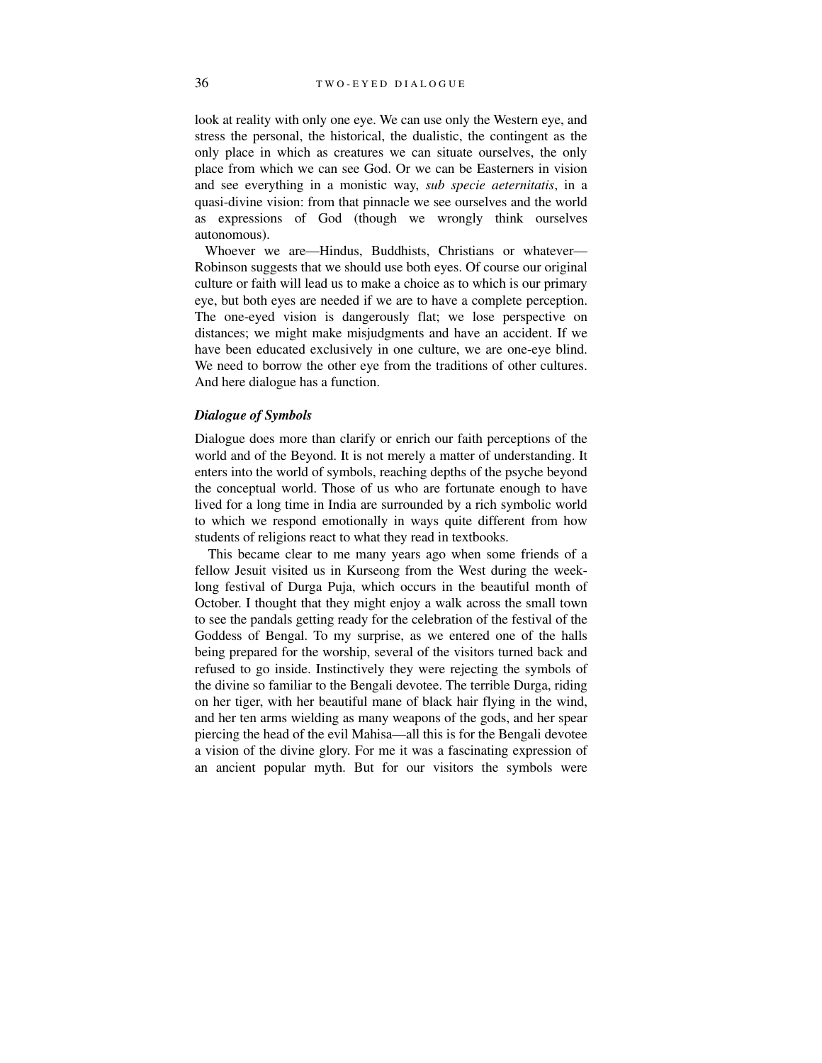look at reality with only one eye. We can use only the Western eye, and stress the personal, the historical, the dualistic, the contingent as the only place in which as creatures we can situate ourselves, the only place from which we can see God. Or we can be Easterners in vision and see everything in a monistic way, *sub specie aeternitatis*, in a quasi-divine vision: from that pinnacle we see ourselves and the world as expressions of God (though we wrongly think ourselves autonomous).

Whoever we are—Hindus, Buddhists, Christians or whatever—Robinson suggests that we should use both eyes. Of course our original culture or faith will lead us to make a choice as to which is our primary eye, but both eyes are needed if we are to have a complete perception. The one-eyed vision is dangerously flat; we lose perspective on distances; we might make misjudgments and have an accident. If we have been educated exclusively in one culture, we are one-eye blind. We need to borrow the other eye from the traditions of other cultures. And here dialogue has a function.

### *Dialogue of Symbols*

Dialogue does more than clarify or enrich our faith perceptions of the world and of the Beyond. It is not merely a matter of understanding. It enters into the world of symbols, reaching depths of the psyche beyond the conceptual world. Those of us who are fortunate enough to have lived for a long time in India are surrounded by a rich symbolic world to which we respond emotionally in ways quite different from how students of religions react to what they read in textbooks.

This became clear to me many years ago when some friends of a fellow Jesuit visited us in Kurseong from the West during the week-long festival of Durga Puja, which occurs in the beautiful month of October. I thought that they might enjoy a walk across the small town to see the pandals getting ready for the celebration of the festival of the Goddess of Bengal. To my surprise, as we entered one of the halls being prepared for the worship, several of the visitors turned back and refused to go inside. Instinctively they were rejecting the symbols of the divine so familiar to the Bengali devotee. The terrible Durga, riding on her tiger, with her beautiful mane of black hair flying in the wind, and her ten arms wielding as many weapons of the gods, and her spear piercing the head of the evil Mahisa—all this is for the Bengali devotee a vision of the divine glory. For me it was a fascinating expression of an ancient popular myth. But for our visitors the symbols were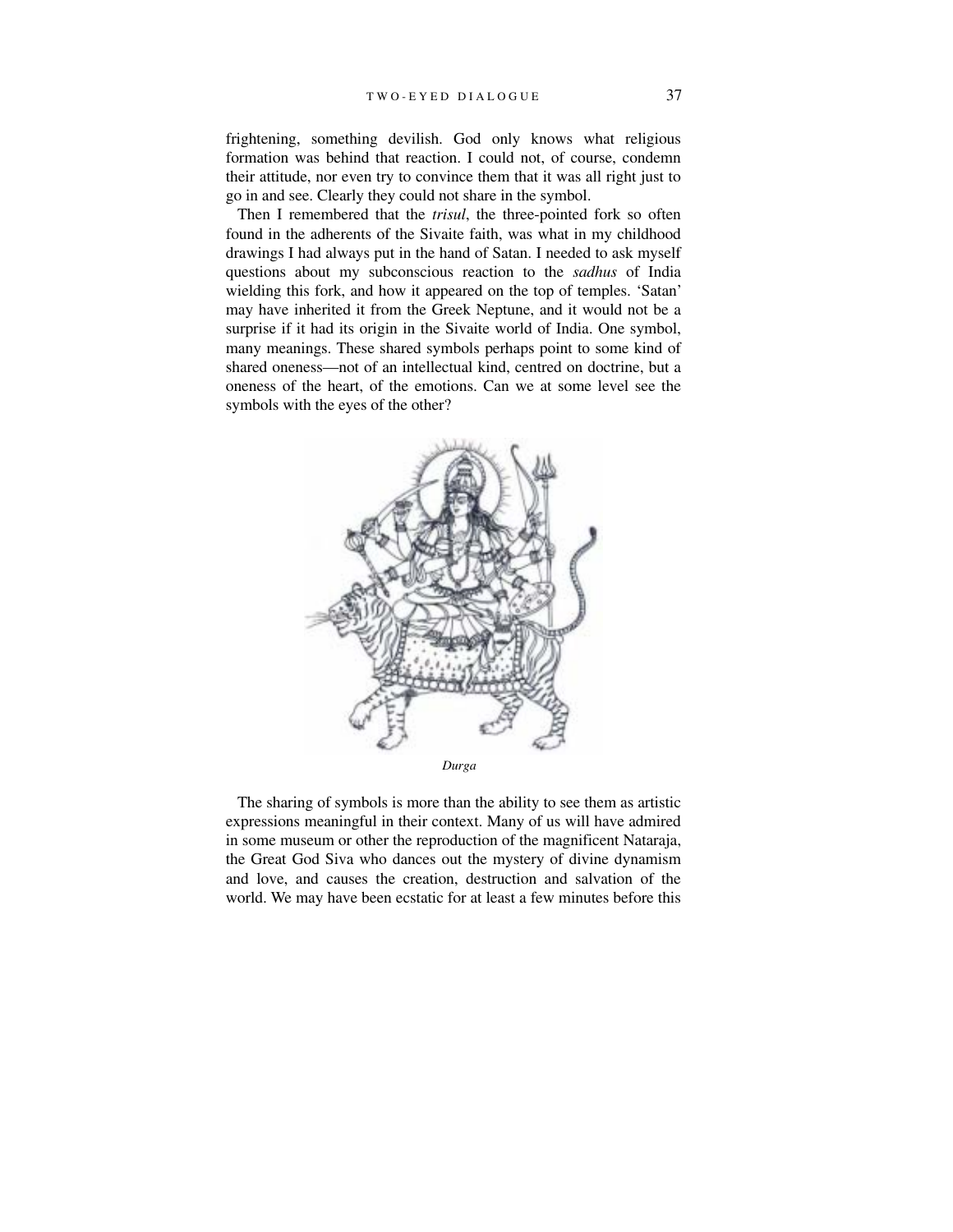frightening, something devilish. God only knows what religious formation was behind that reaction. I could not, of course, condemn their attitude, nor even try to convince them that it was all right just to go in and see. Clearly they could not share in the symbol.

Then I remembered that the *trisul*, the three-pointed fork so often found in the adherents of the Sivaite faith, was what in my childhood drawings I had always put in the hand of Satan. I needed to ask myself questions about my subconscious reaction to the *sadhus* of India wielding this fork, and how it appeared on the top of temples. 'Satan' may have inherited it from the Greek Neptune, and it would not be a surprise if it had its origin in the Sivaite world of India. One symbol, many meanings. These shared symbols perhaps point to some kind of shared oneness—not of an intellectual kind, centred on doctrine, but a oneness of the heart, of the emotions. Can we at some level see the symbols with the eyes of the other?

*Durga*

The sharing of symbols is more than the ability to see them as artistic expressions meaningful in their context. Many of us will have admired in some museum or other the reproduction of the magnificent Nataraja, the Great God Siva who dances out the mystery of divine dynamism and love, and causes the creation, destruction and salvation of the world. We may have been ecstatic for at least a few minutes before this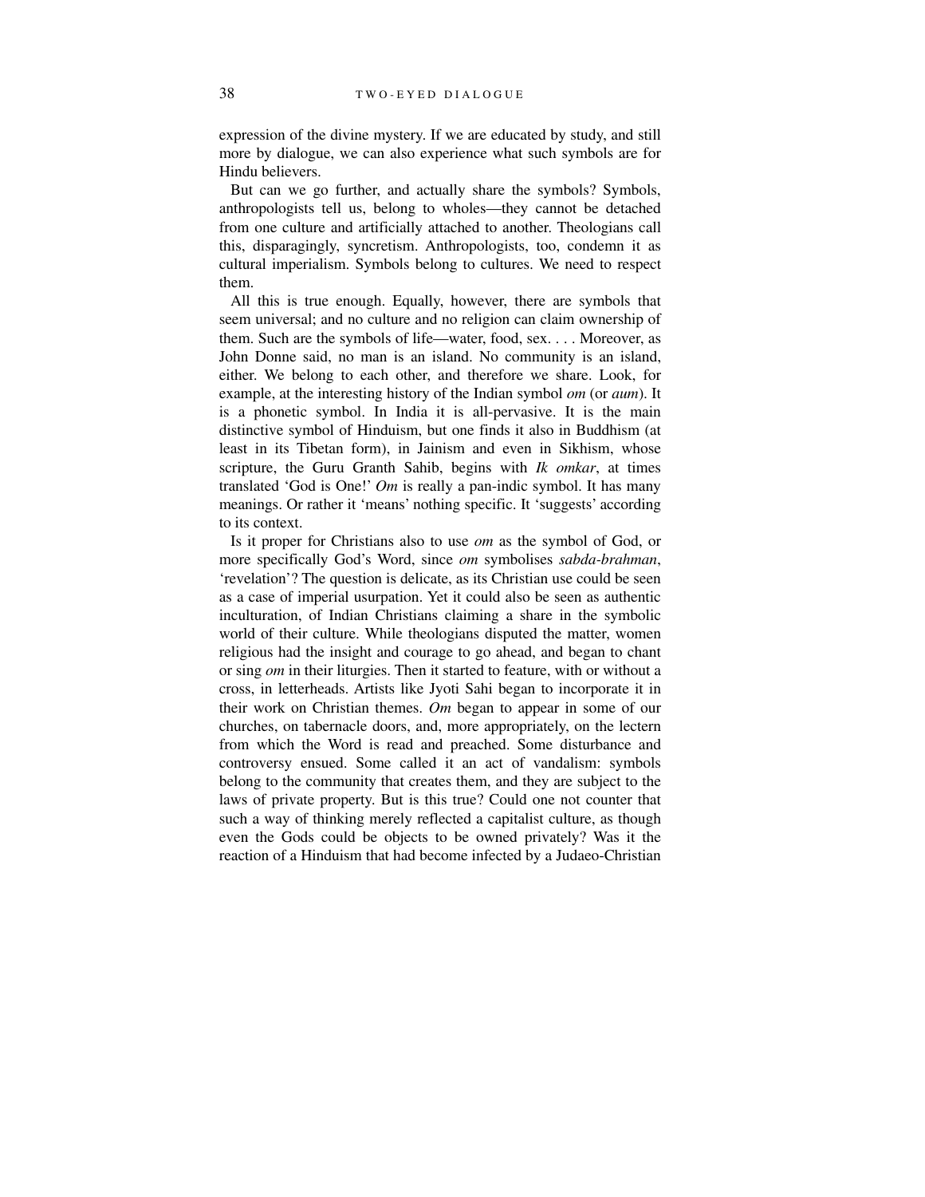expression of the divine mystery. If we are educated by study, and still more by dialogue, we can also experience what such symbols are for Hindu believers.

But can we go further, and actually share the symbols? Symbols, anthropologists tell us, belong to wholes—they cannot be detached from one culture and artificially attached to another. Theologians call this, disparagingly, syncretism. Anthropologists, too, condemn it as cultural imperialism. Symbols belong to cultures. We need to respect them.

All this is true enough. Equally, however, there are symbols that seem universal; and no culture and no religion can claim ownership of them. Such are the symbols of life—water, food, sex. . . . Moreover, as John Donne said, no man is an island. No community is an island, either. We belong to each other, and therefore we share. Look, for example, at the interesting history of the Indian symbol *om* (or *aum*). It is a phonetic symbol. In India it is all-pervasive. It is the main distinctive symbol of Hinduism, but one finds it also in Buddhism (at least in its Tibetan form), in Jainism and even in Sikhism, whose scripture, the Guru Granth Sahib, begins with *Ik omkar*, at times translated 'God is One!' *Om* is really a pan-indic symbol. It has many meanings. Or rather it 'means' nothing specific. It 'suggests' according to its context.

Is it proper for Christians also to use *om* as the symbol of God, or more specifically God's Word, since *om* symbolises *sabda-brahman*, 'revelation'? The question is delicate, as its Christian use could be seen as a case of imperial usurpation. Yet it could also be seen as authentic inculturation, of Indian Christians claiming a share in the symbolic world of their culture. While theologians disputed the matter, women religious had the insight and courage to go ahead, and began to chant or sing *om* in their liturgies. Then it started to feature, with or without a cross, in letterheads. Artists like Jyoti Sahi began to incorporate it in their work on Christian themes. *Om* began to appear in some of our churches, on tabernacle doors, and, more appropriately, on the lectern from which the Word is read and preached. Some disturbance and controversy ensued. Some called it an act of vandalism: symbols belong to the community that creates them, and they are subject to the laws of private property. But is this true? Could one not counter that such a way of thinking merely reflected a capitalist culture, as though even the Gods could be objects to be owned privately? Was it the reaction of a Hinduism that had become infected by a Judaeo-Christian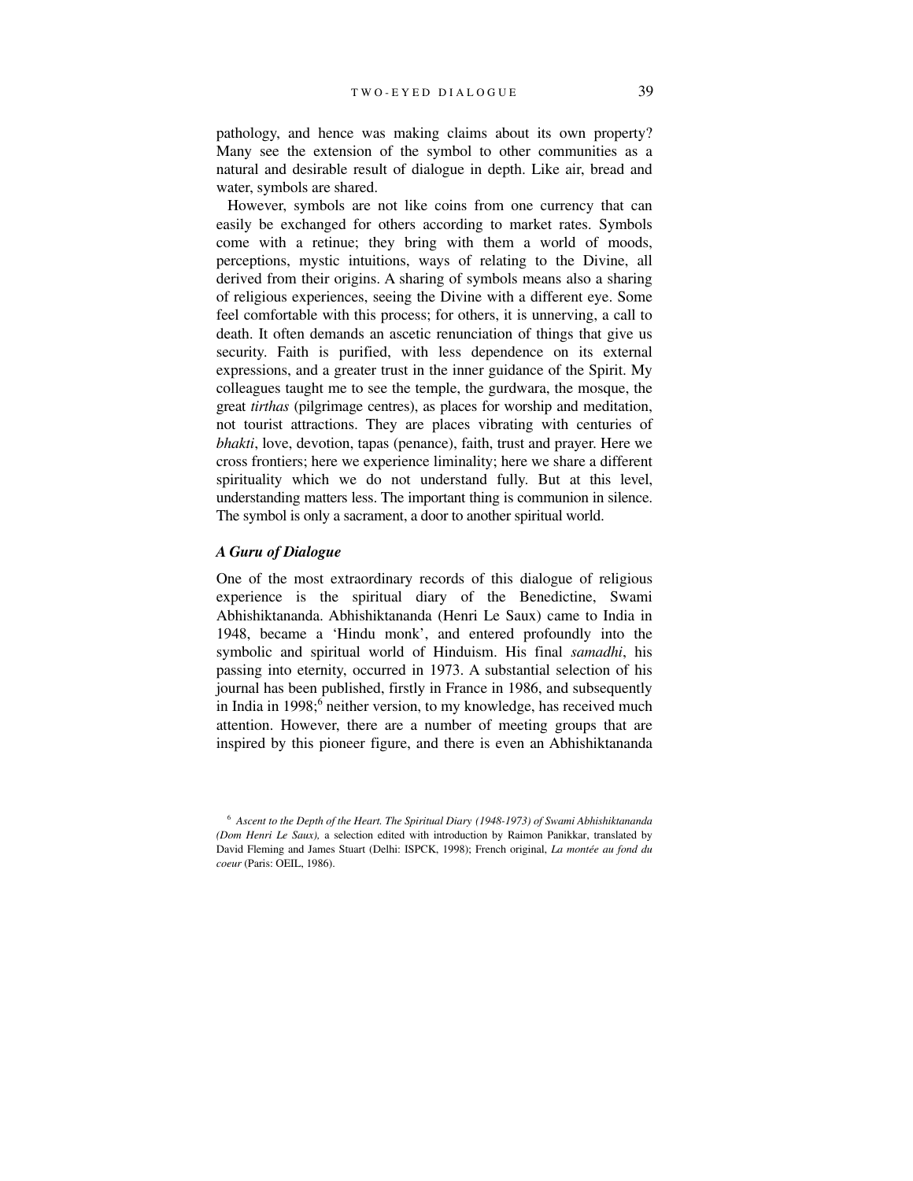pathology, and hence was making claims about its own property? Many see the extension of the symbol to other communities as a natural and desirable result of dialogue in depth. Like air, bread and water, symbols are shared.

However, symbols are not like coins from one currency that can easily be exchanged for others according to market rates. Symbols come with a retinue; they bring with them a world of moods, perceptions, mystic intuitions, ways of relating to the Divine, all derived from their origins. A sharing of symbols means also a sharing of religious experiences, seeing the Divine with a different eye. Some feel comfortable with this process; for others, it is unnerving, a call to death. It often demands an ascetic renunciation of things that give us security. Faith is purified, with less dependence on its external expressions, and a greater trust in the inner guidance of the Spirit. My colleagues taught me to see the temple, the gurdwara, the mosque, the great *tirthas* (pilgrimage centres), as places for worship and meditation, not tourist attractions. They are places vibrating with centuries of *bhakti*, love, devotion, tapas (penance), faith, trust and prayer. Here we cross frontiers; here we experience liminality; here we share a different spirituality which we do not understand fully. But at this level, understanding matters less. The important thing is communion in silence. The symbol is only a sacrament, a door to another spiritual world.

### *A Guru of Dialogue*

One of the most extraordinary records of this dialogue of religious experience is the spiritual diary of the Benedictine, Swami Abhishiktananda. Abhishiktananda (Henri Le Saux) came to India in 1948, became a 'Hindu monk', and entered profoundly into the symbolic and spiritual world of Hinduism. His final *samadhi*, his passing into eternity, occurred in 1973. A substantial selection of his journal has been published, firstly in France in 1986, and subsequently in India in 1998;[6] neither version, to my knowledge, has received much attention. However, there are a number of meeting groups that are inspired by this pioneer figure, and there is even an Abhishiktananda

---

[6] *Ascent to the Depth of the Heart. The Spiritual Diary (1948-1973) of Swami Abhishiktananda (Dom Henri Le Saux),* a selection edited with introduction by Raimon Panikkar, translated by David Fleming and James Stuart (Delhi: ISPCK, 1998); French original, *La montée au fond du coeur* (Paris: OEIL, 1986).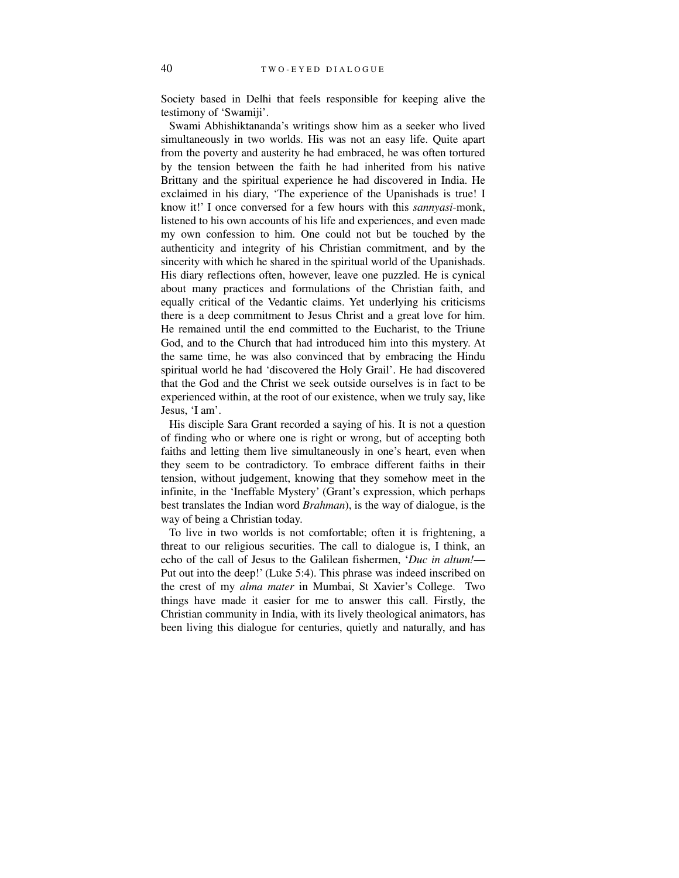Society based in Delhi that feels responsible for keeping alive the testimony of 'Swamiji'.

Swami Abhishiktananda's writings show him as a seeker who lived simultaneously in two worlds. His was not an easy life. Quite apart from the poverty and austerity he had embraced, he was often tortured by the tension between the faith he had inherited from his native Brittany and the spiritual experience he had discovered in India. He exclaimed in his diary, 'The experience of the Upanishads is true! I know it!' I once conversed for a few hours with this *sannyasi*-monk, listened to his own accounts of his life and experiences, and even made my own confession to him. One could not but be touched by the authenticity and integrity of his Christian commitment, and by the sincerity with which he shared in the spiritual world of the Upanishads. His diary reflections often, however, leave one puzzled. He is cynical about many practices and formulations of the Christian faith, and equally critical of the Vedantic claims. Yet underlying his criticisms there is a deep commitment to Jesus Christ and a great love for him. He remained until the end committed to the Eucharist, to the Triune God, and to the Church that had introduced him into this mystery. At the same time, he was also convinced that by embracing the Hindu spiritual world he had 'discovered the Holy Grail'. He had discovered that the God and the Christ we seek outside ourselves is in fact to be experienced within, at the root of our existence, when we truly say, like Jesus, 'I am'.

His disciple Sara Grant recorded a saying of his. It is not a question of finding who or where one is right or wrong, but of accepting both faiths and letting them live simultaneously in one's heart, even when they seem to be contradictory. To embrace different faiths in their tension, without judgement, knowing that they somehow meet in the infinite, in the 'Ineffable Mystery' (Grant's expression, which perhaps best translates the Indian word *Brahman*), is the way of dialogue, is the way of being a Christian today.

To live in two worlds is not comfortable; often it is frightening, a threat to our religious securities. The call to dialogue is, I think, an echo of the call of Jesus to the Galilean fishermen, '*Duc in altum!*—Put out into the deep!' (Luke 5:4). This phrase was indeed inscribed on the crest of my *alma mater* in Mumbai, St Xavier's College. Two things have made it easier for me to answer this call. Firstly, the Christian community in India, with its lively theological animators, has been living this dialogue for centuries, quietly and naturally, and has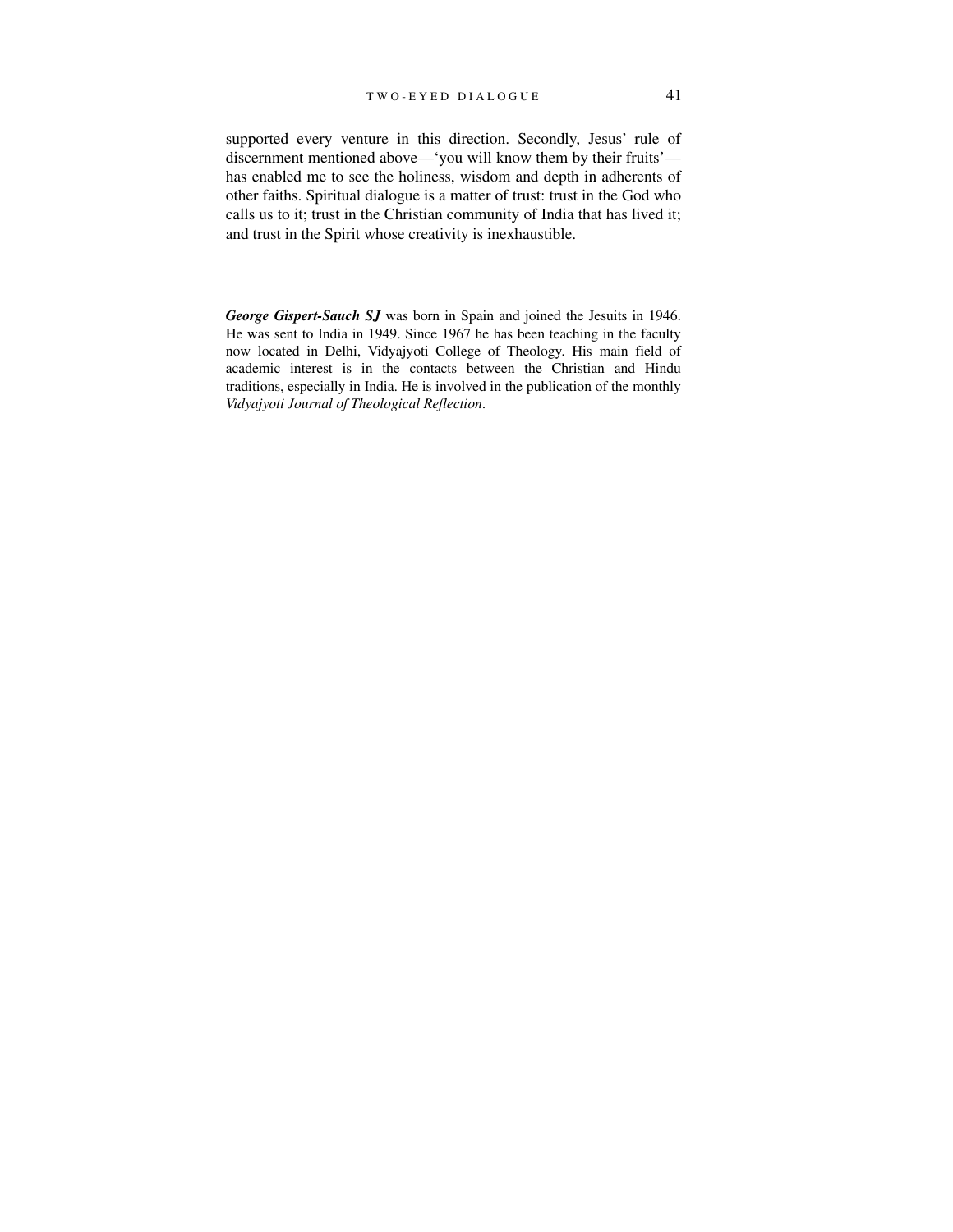supported every venture in this direction. Secondly, Jesus' rule of discernment mentioned above—'you will know them by their fruits'—has enabled me to see the holiness, wisdom and depth in adherents of other faiths. Spiritual dialogue is a matter of trust: trust in the God who calls us to it; trust in the Christian community of India that has lived it; and trust in the Spirit whose creativity is inexhaustible.

***George Gispert-Sauch SJ*** was born in Spain and joined the Jesuits in 1946. He was sent to India in 1949. Since 1967 he has been teaching in the faculty now located in Delhi, Vidyajyoti College of Theology. His main field of academic interest is in the contacts between the Christian and Hindu traditions, especially in India. He is involved in the publication of the monthly *Vidyajyoti Journal of Theological Reflection*.